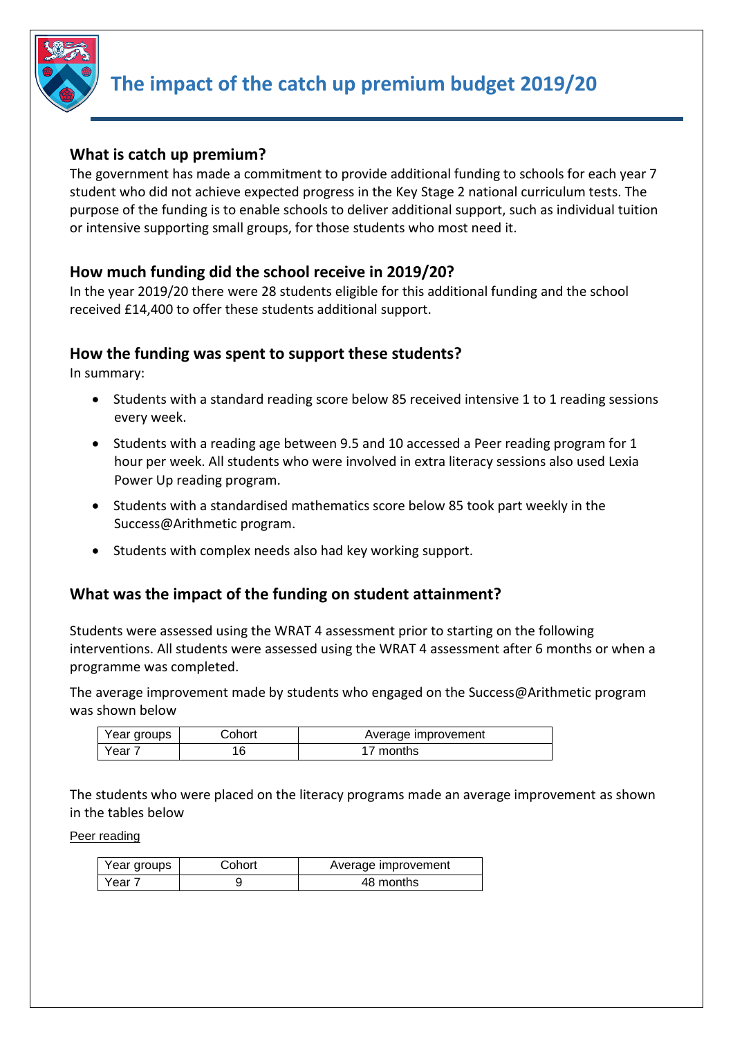# The impact of the catch up premium budget 2019/20

## What is catch up premium?

The government has made a commitment to provide additional funding to schools for each year 7 student who did not achieve expected progress in the Key Stage 2 national curriculum tests. The purpose of the funding is to enable schools to deliver additional support, such as individual tuition or intensive supporting small groups, for those students who most need it.

## How much funding did the school receive in 2019/20?

In the year 2019/20 there were 28 students eligible for this additional funding and the school received £14,400 to offer these students additional support.

## How the funding was spent to support these students?

In summary:

- Students with a standard reading score below 85 received intensive 1 to 1 reading sessions every week.
- Students with a reading age between 9.5 and 10 accessed a Peer reading program for 1 hour per week. All students who were involved in extra literacy sessions also used Lexia Power Up reading program.
- Students with a standardised mathematics score below 85 took part weekly in the Success@Arithmetic program.
- Students with complex needs also had key working support.

## What was the impact of the funding on student attainment?

Students were assessed using the WRAT 4 assessment prior to starting on the following interventions. All students were assessed using the WRAT 4 assessment after 6 months or when a programme was completed.

The average improvement made by students who engaged on the Success@Arithmetic program was shown below

| Year groups | Cohort | Average improvement |
|---|---|---|
| Year 7 | 16 | 17 months |

The students who were placed on the literacy programs made an average improvement as shown in the tables below

Peer reading

| Year groups | Cohort | Average improvement |
|---|---|---|
| Year 7 | 9 | 48 months |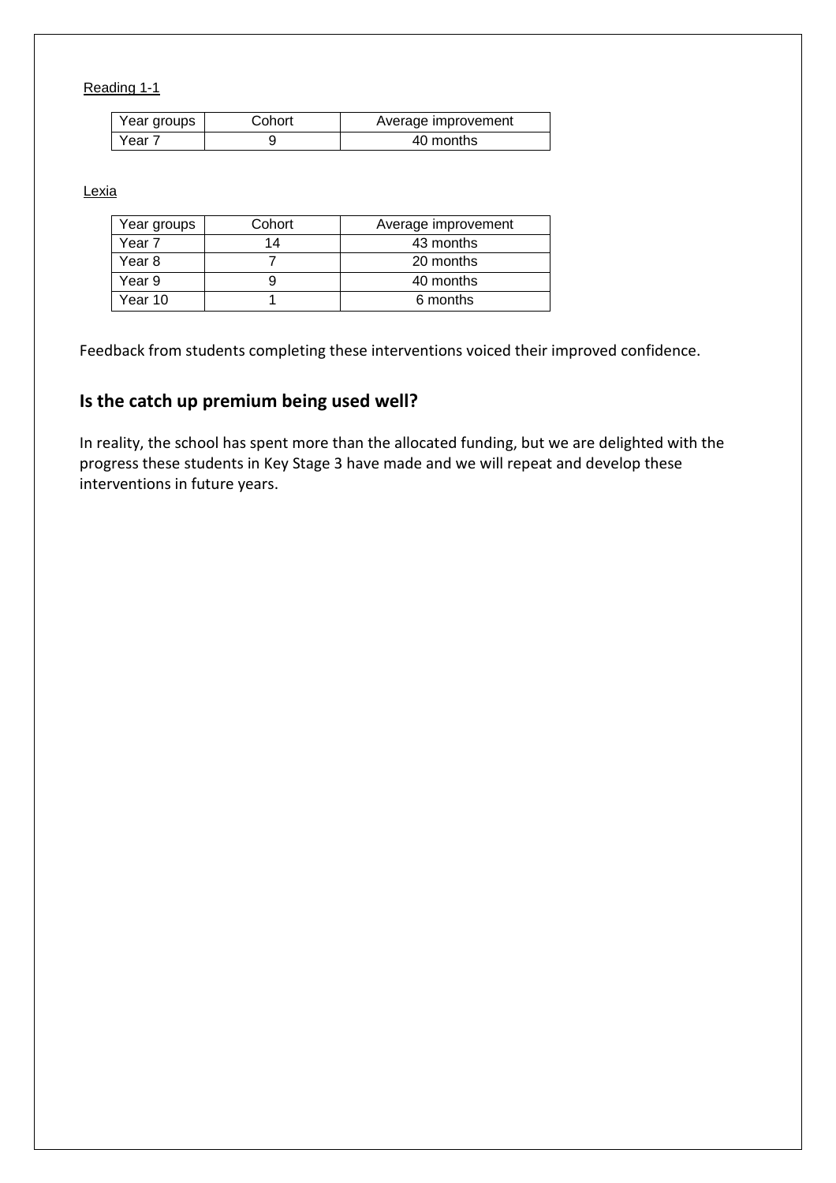Reading 1-1

| Year groups | Cohort | Average improvement |
| --- | --- | --- |
| Year 7 | 9 | 40 months |

Lexia

| Year groups | Cohort | Average improvement |
| --- | --- | --- |
| Year 7 | 14 | 43 months |
| Year 8 | 7 | 20 months |
| Year 9 | 9 | 40 months |
| Year 10 | 1 | 6 months |

Feedback from students completing these interventions voiced their improved confidence.

## Is the catch up premium being used well?

In reality, the school has spent more than the allocated funding, but we are delighted with the progress these students in Key Stage 3 have made and we will repeat and develop these interventions in future years.